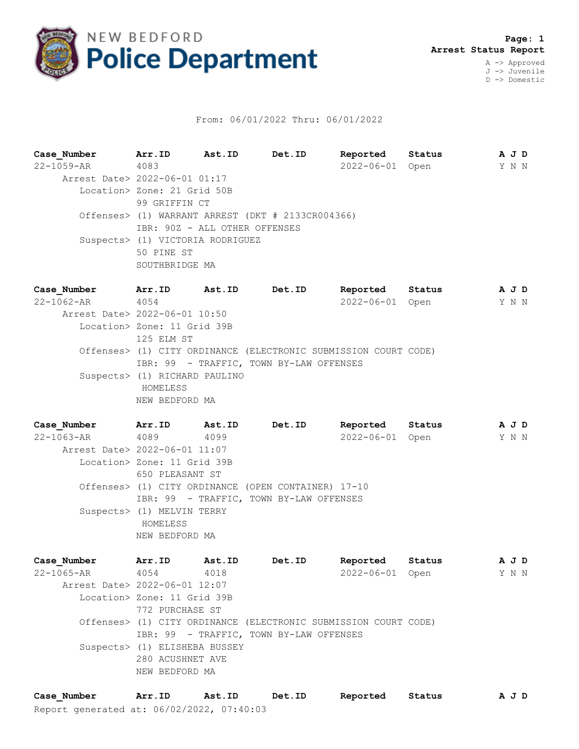# NEW BEDFORD Police Department

**Page: 1**
**Arrest Status Report**

A -> Approved
J -> Juvenile
D -> Domestic

From: 06/01/2022 Thru: 06/01/2022

| Case_Number | Arr.ID | Ast.ID | Det.ID | Reported | Status | A | J | D |
|---|---|---|---|---|---|---|---|---|
| 22-1059-AR | 4083 | | | 2022-06-01 | Open | Y | N | N |

Arrest Date> 2022-06-01 01:17
Location> Zone: 21 Grid 50B
99 GRIFFIN CT
Offenses> (1) WARRANT ARREST (DKT # 2133CR004366)
IBR: 90Z - ALL OTHER OFFENSES
Suspects> (1) VICTORIA RODRIGUEZ
50 PINE ST
SOUTHBRIDGE MA

| Case_Number | Arr.ID | Ast.ID | Det.ID | Reported | Status | A | J | D |
|---|---|---|---|---|---|---|---|---|
| 22-1062-AR | 4054 | | | 2022-06-01 | Open | Y | N | N |

Arrest Date> 2022-06-01 10:50
Location> Zone: 11 Grid 39B
125 ELM ST
Offenses> (1) CITY ORDINANCE (ELECTRONIC SUBMISSION COURT CODE)
IBR: 99 - TRAFFIC, TOWN BY-LAW OFFENSES
Suspects> (1) RICHARD PAULINO
HOMELESS
NEW BEDFORD MA

| Case_Number | Arr.ID | Ast.ID | Det.ID | Reported | Status | A | J | D |
|---|---|---|---|---|---|---|---|---|
| 22-1063-AR | 4089 | 4099 | | 2022-06-01 | Open | Y | N | N |

Arrest Date> 2022-06-01 11:07
Location> Zone: 11 Grid 39B
650 PLEASANT ST
Offenses> (1) CITY ORDINANCE (OPEN CONTAINER) 17-10
IBR: 99 - TRAFFIC, TOWN BY-LAW OFFENSES
Suspects> (1) MELVIN TERRY
HOMELESS
NEW BEDFORD MA

| Case_Number | Arr.ID | Ast.ID | Det.ID | Reported | Status | A | J | D |
|---|---|---|---|---|---|---|---|---|
| 22-1065-AR | 4054 | 4018 | | 2022-06-01 | Open | Y | N | N |

Arrest Date> 2022-06-01 12:07
Location> Zone: 11 Grid 39B
772 PURCHASE ST
Offenses> (1) CITY ORDINANCE (ELECTRONIC SUBMISSION COURT CODE)
IBR: 99 - TRAFFIC, TOWN BY-LAW OFFENSES
Suspects> (1) ELISHEBA BUSSEY
280 ACUSHNET AVE
NEW BEDFORD MA

| Case_Number | Arr.ID | Ast.ID | Det.ID | Reported | Status | A | J | D |
|---|---|---|---|---|---|---|---|---|

Report generated at: 06/02/2022, 07:40:03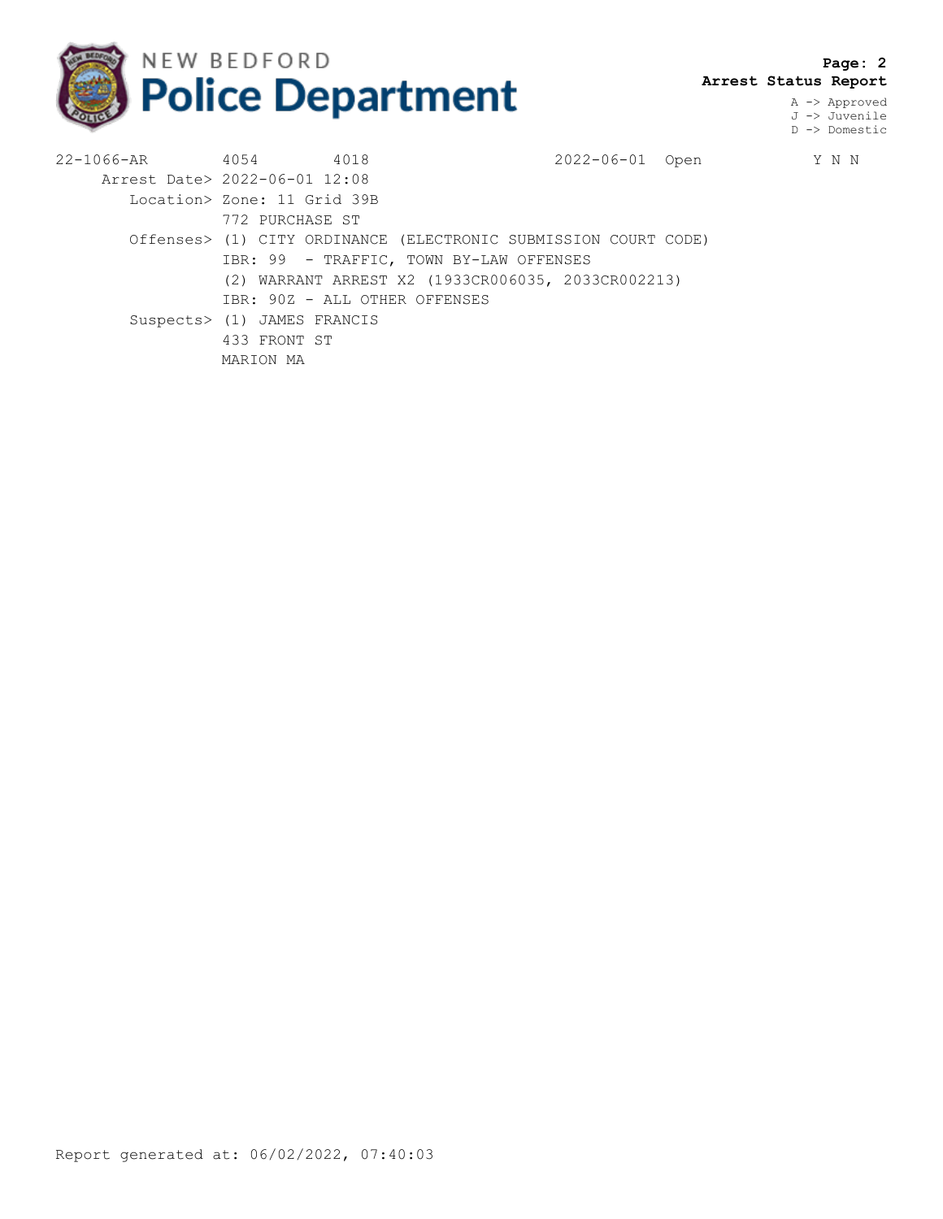**Arrest Status Report**

A -> Approved
J -> Juvenile
D -> Domestic

```
22-1066-AR        4054        4018                        2022-06-01  Open          Y N N
     Arrest Date> 2022-06-01 12:08
        Location> Zone: 11 Grid 39B
                  772 PURCHASE ST
        Offenses> (1) CITY ORDINANCE (ELECTRONIC SUBMISSION COURT CODE)
                  IBR: 99  - TRAFFIC, TOWN BY-LAW OFFENSES
                  (2) WARRANT ARREST X2 (1933CR006035, 2033CR002213)
                  IBR: 90Z - ALL OTHER OFFENSES
        Suspects> (1) JAMES FRANCIS
                  433 FRONT ST
                  MARION MA
```

Report generated at: 06/02/2022, 07:40:03